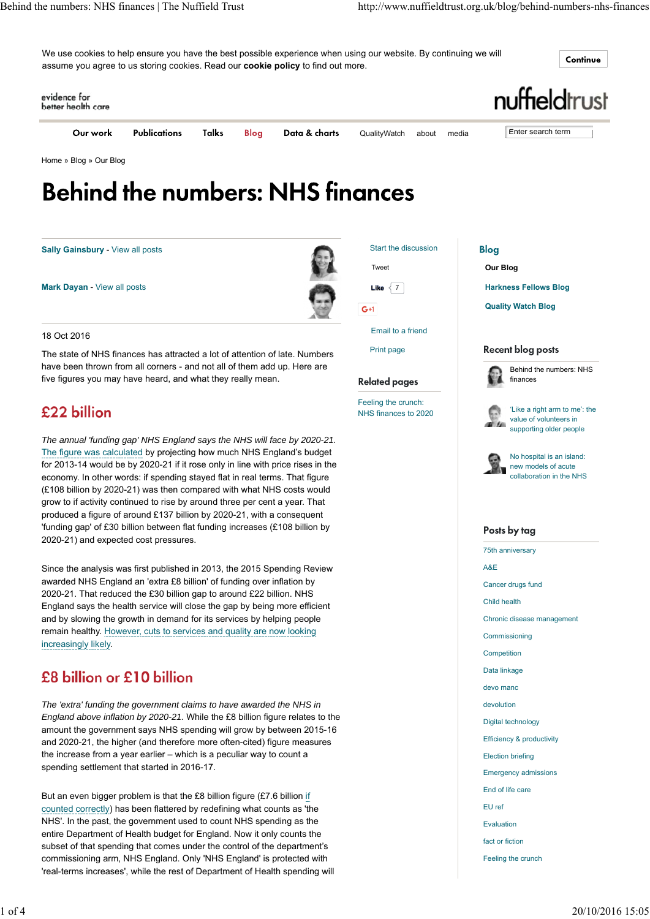Home » Blog » Our Blog

# Behind the numbers: NHS finances

Sally Gainsbury - View all posts

Mark Dayan - View all posts

18 Oct 2016

The state of NHS finances has attracted a lot of attention of late. Numbers have been thrown from all corners - and not all of them add up. Here are five figures you may have heard, and what they really mean.

## £22 billion

*The annual 'funding gap' NHS England says the NHS will face by 2020-21.* The figure was calculated by projecting how much NHS England's budget for 2013-14 would be by 2020-21 if it rose only in line with price rises in the economy. In other words: if spending stayed flat in real terms. That figure (£108 billion by 2020-21) was then compared with what NHS costs would grow to if activity continued to rise by around three per cent a year. That produced a figure of around £137 billion by 2020-21, with a consequent 'funding gap' of £30 billion between flat funding increases (£108 billion by 2020-21) and expected cost pressures.

Since the analysis was first published in 2013, the 2015 Spending Review awarded NHS England an 'extra £8 billion' of funding over inflation by 2020-21. That reduced the £30 billion gap to around £22 billion. NHS England says the health service will close the gap by being more efficient and by slowing the growth in demand for its services by helping people remain healthy. However, cuts to services and quality are now looking increasingly likely.

## £8 billion or £10 billion

*The 'extra' funding the government claims to have awarded the NHS in England above inflation by 2020-21.* While the £8 billion figure relates to the amount the government says NHS spending will grow by between 2015-16 and 2020-21, the higher (and therefore more often-cited) figure measures the increase from a year earlier – which is a peculiar way to count a spending settlement that started in 2016-17.

But an even bigger problem is that the £8 billion figure (£7.6 billion if counted correctly) has been flattered by redefining what counts as 'the NHS'. In the past, the government used to count NHS spending as the entire Department of Health budget for England. Now it only counts the subset of that spending that comes under the control of the department's commissioning arm, NHS England. Only 'NHS England' is protected with 'real-terms increases', while the rest of Department of Health spending will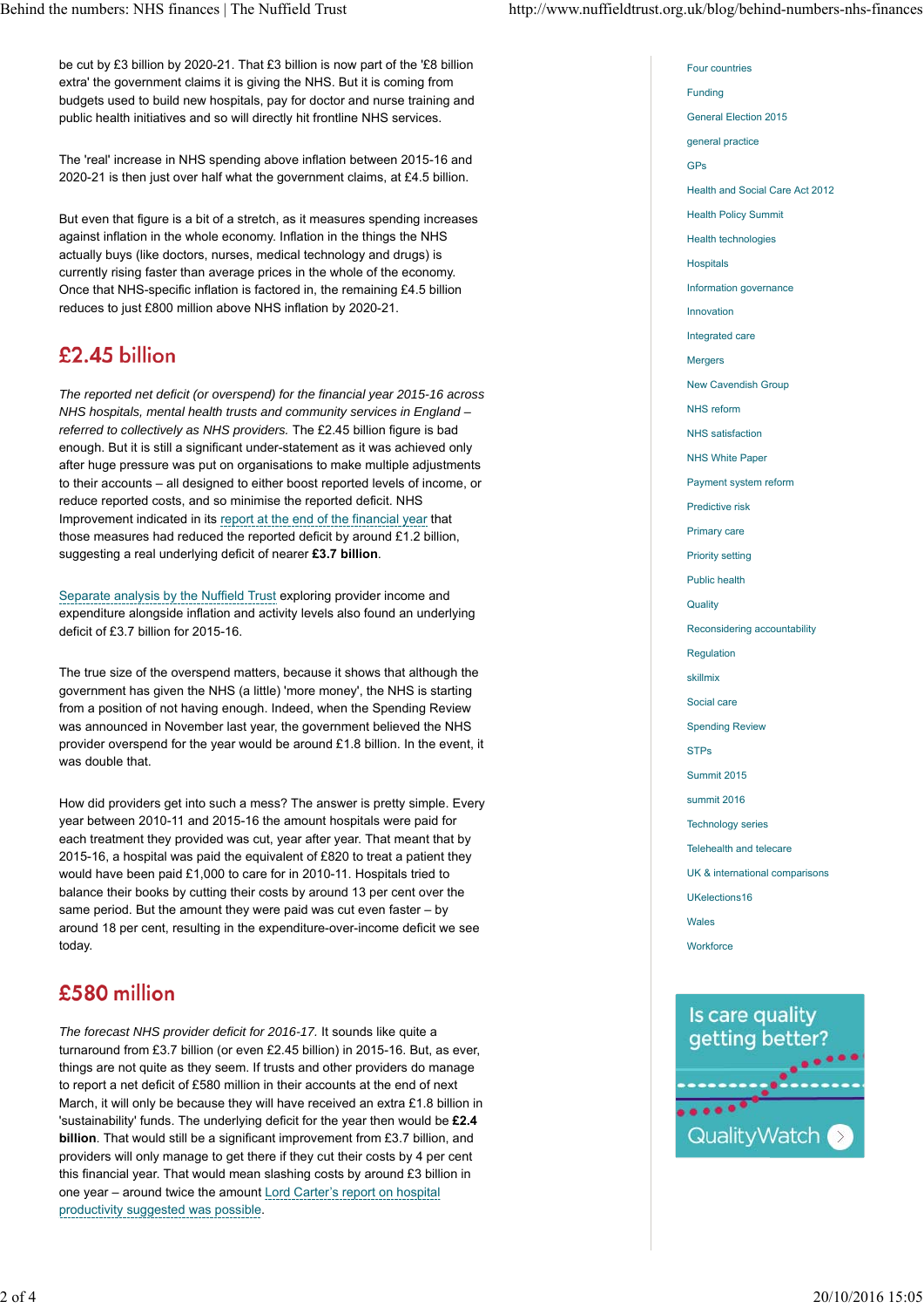be cut by £3 billion by 2020-21. That £3 billion is now part of the '£8 billion extra' the government claims it is giving the NHS. But it is coming from budgets used to build new hospitals, pay for doctor and nurse training and public health initiatives and so will directly hit frontline NHS services.

The 'real' increase in NHS spending above inflation between 2015-16 and 2020-21 is then just over half what the government claims, at £4.5 billion.

But even that figure is a bit of a stretch, as it measures spending increases against inflation in the whole economy. Inflation in the things the NHS actually buys (like doctors, nurses, medical technology and drugs) is currently rising faster than average prices in the whole of the economy. Once that NHS-specific inflation is factored in, the remaining £4.5 billion reduces to just £800 million above NHS inflation by 2020-21.

## £2.45 billion

*The reported net deficit (or overspend) for the financial year 2015-16 across NHS hospitals, mental health trusts and community services in England – referred to collectively as NHS providers.* The £2.45 billion figure is bad enough. But it is still a significant under-statement as it was achieved only after huge pressure was put on organisations to make multiple adjustments to their accounts – all designed to either boost reported levels of income, or reduce reported costs, and so minimise the reported deficit. NHS Improvement indicated in its report at the end of the financial year that those measures had reduced the reported deficit by around £1.2 billion, suggesting a real underlying deficit of nearer **£3.7 billion**.

Separate analysis by the Nuffield Trust exploring provider income and expenditure alongside inflation and activity levels also found an underlying deficit of £3.7 billion for 2015-16.

The true size of the overspend matters, because it shows that although the government has given the NHS (a little) 'more money', the NHS is starting from a position of not having enough. Indeed, when the Spending Review was announced in November last year, the government believed the NHS provider overspend for the year would be around £1.8 billion. In the event, it was double that.

How did providers get into such a mess? The answer is pretty simple. Every year between 2010-11 and 2015-16 the amount hospitals were paid for each treatment they provided was cut, year after year. That meant that by 2015-16, a hospital was paid the equivalent of £820 to treat a patient they would have been paid £1,000 to care for in 2010-11. Hospitals tried to balance their books by cutting their costs by around 13 per cent over the same period. But the amount they were paid was cut even faster – by around 18 per cent, resulting in the expenditure-over-income deficit we see today.

## £580 million

*The forecast NHS provider deficit for 2016-17.* It sounds like quite a turnaround from £3.7 billion (or even £2.45 billion) in 2015-16. But, as ever, things are not quite as they seem. If trusts and other providers do manage to report a net deficit of £580 million in their accounts at the end of next March, it will only be because they will have received an extra £1.8 billion in 'sustainability' funds. The underlying deficit for the year then would be **£2.4 billion**. That would still be a significant improvement from £3.7 billion, and providers will only manage to get there if they cut their costs by 4 per cent this financial year. That would mean slashing costs by around £3 billion in one year – around twice the amount Lord Carter's report on hospital productivity suggested was possible.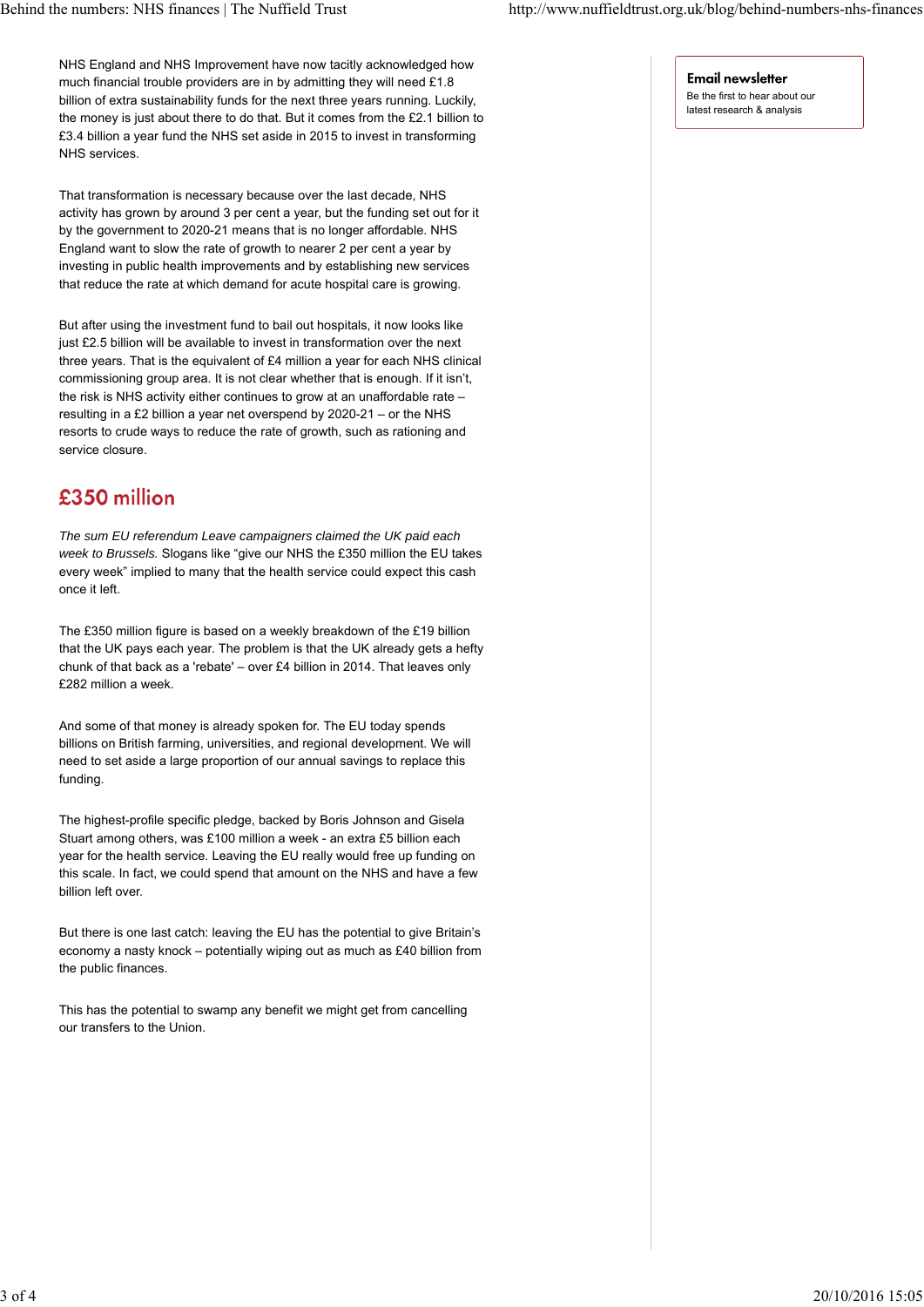NHS England and NHS Improvement have now tacitly acknowledged how much financial trouble providers are in by admitting they will need £1.8 billion of extra sustainability funds for the next three years running. Luckily, the money is just about there to do that. But it comes from the £2.1 billion to £3.4 billion a year fund the NHS set aside in 2015 to invest in transforming NHS services.

That transformation is necessary because over the last decade, NHS activity has grown by around 3 per cent a year, but the funding set out for it by the government to 2020-21 means that is no longer affordable. NHS England want to slow the rate of growth to nearer 2 per cent a year by investing in public health improvements and by establishing new services that reduce the rate at which demand for acute hospital care is growing.

But after using the investment fund to bail out hospitals, it now looks like just £2.5 billion will be available to invest in transformation over the next three years. That is the equivalent of £4 million a year for each NHS clinical commissioning group area. It is not clear whether that is enough. If it isn't, the risk is NHS activity either continues to grow at an unaffordable rate – resulting in a £2 billion a year net overspend by 2020-21 – or the NHS resorts to crude ways to reduce the rate of growth, such as rationing and service closure.

## £350 million

*The sum EU referendum Leave campaigners claimed the UK paid each week to Brussels.* Slogans like "give our NHS the £350 million the EU takes every week" implied to many that the health service could expect this cash once it left.

The £350 million figure is based on a weekly breakdown of the £19 billion that the UK pays each year. The problem is that the UK already gets a hefty chunk of that back as a 'rebate' – over £4 billion in 2014. That leaves only £282 million a week.

And some of that money is already spoken for. The EU today spends billions on British farming, universities, and regional development. We will need to set aside a large proportion of our annual savings to replace this funding.

The highest-profile specific pledge, backed by Boris Johnson and Gisela Stuart among others, was £100 million a week - an extra £5 billion each year for the health service. Leaving the EU really would free up funding on this scale. In fact, we could spend that amount on the NHS and have a few billion left over.

But there is one last catch: leaving the EU has the potential to give Britain's economy a nasty knock – potentially wiping out as much as £40 billion from the public finances.

This has the potential to swamp any benefit we might get from cancelling our transfers to the Union.